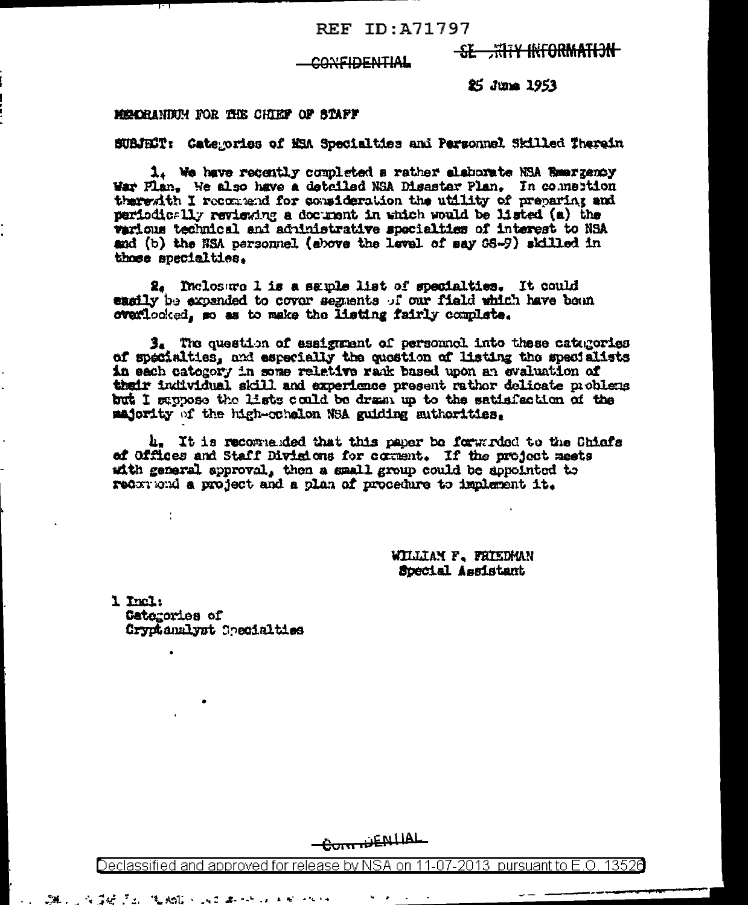REF ID:A71797

~~SECURITY INFORMATION~~

~~CONFIDENTIAL~~

25 June 1953

MEMORANDUM FOR THE CHIEF OF STAFF

SUBJECT: Categories of NSA Specialties and Personnel Skilled Therein

1. We have recently completed a rather elaborate NSA Emergency War Plan. We also have a detailed NSA Disaster Plan. In connection therewith I recommend for consideration the utility of preparing and periodically reviewing a document in which would be listed (a) the various technical and administrative specialties of interest to NSA and (b) the NSA personnel (above the level of say GS-9) skilled in those specialties.

2. Inclosure 1 is a sample list of specialties. It could easily be expanded to cover segments of our field which have been overlooked, so as to make the listing fairly complete.

3. The question of assignment of personnel into these categories of specialties, and especially the question of listing the specialists in each category in some relative rank based upon an evaluation of their individual skill and experience present rather delicate problems but I suppose the lists could be drawn up to the satisfaction of the majority of the high-echelon NSA guiding authorities.

4. It is recommended that this paper be forwarded to the Chiefs of Offices and Staff Divisions for comment. If the project meets with general approval, then a small group could be appointed to recommend a project and a plan of procedure to implement it.

WILLIAM F. FRIEDMAN
Special Assistant

1 Incl:
Categories of
Cryptanalyst Specialties

~~CONFIDENTIAL~~

Declassified and approved for release by NSA on 11-07-2013 pursuant to E.O. 13526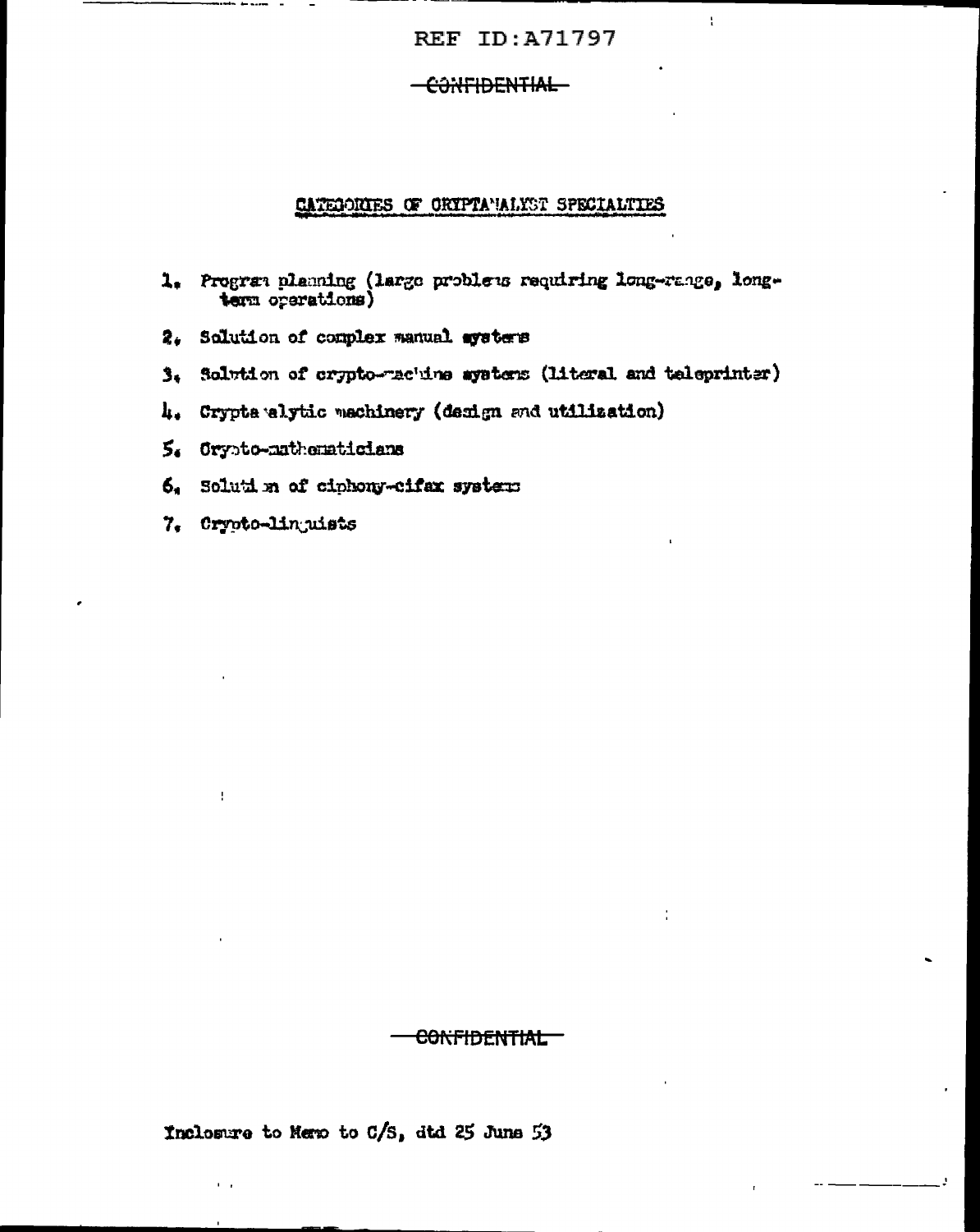REF ID:A71797

CONFIDENTIAL

## CATEGORIES OF CRYPTANALYST SPECIALTIES

1. Program planning (large problems requiring long-range, long-term operations)
2. Solution of complex manual systems
3. Solution of crypto-machine systems (literal and teleprinter)
4. Cryptanalytic machinery (design and utilization)
5. Crypto-mathematicians
6. Solution of ciphony-cifax systems
7. Crypto-linguists

CONFIDENTIAL

Inclosure to Memo to C/S, dtd 25 June 53